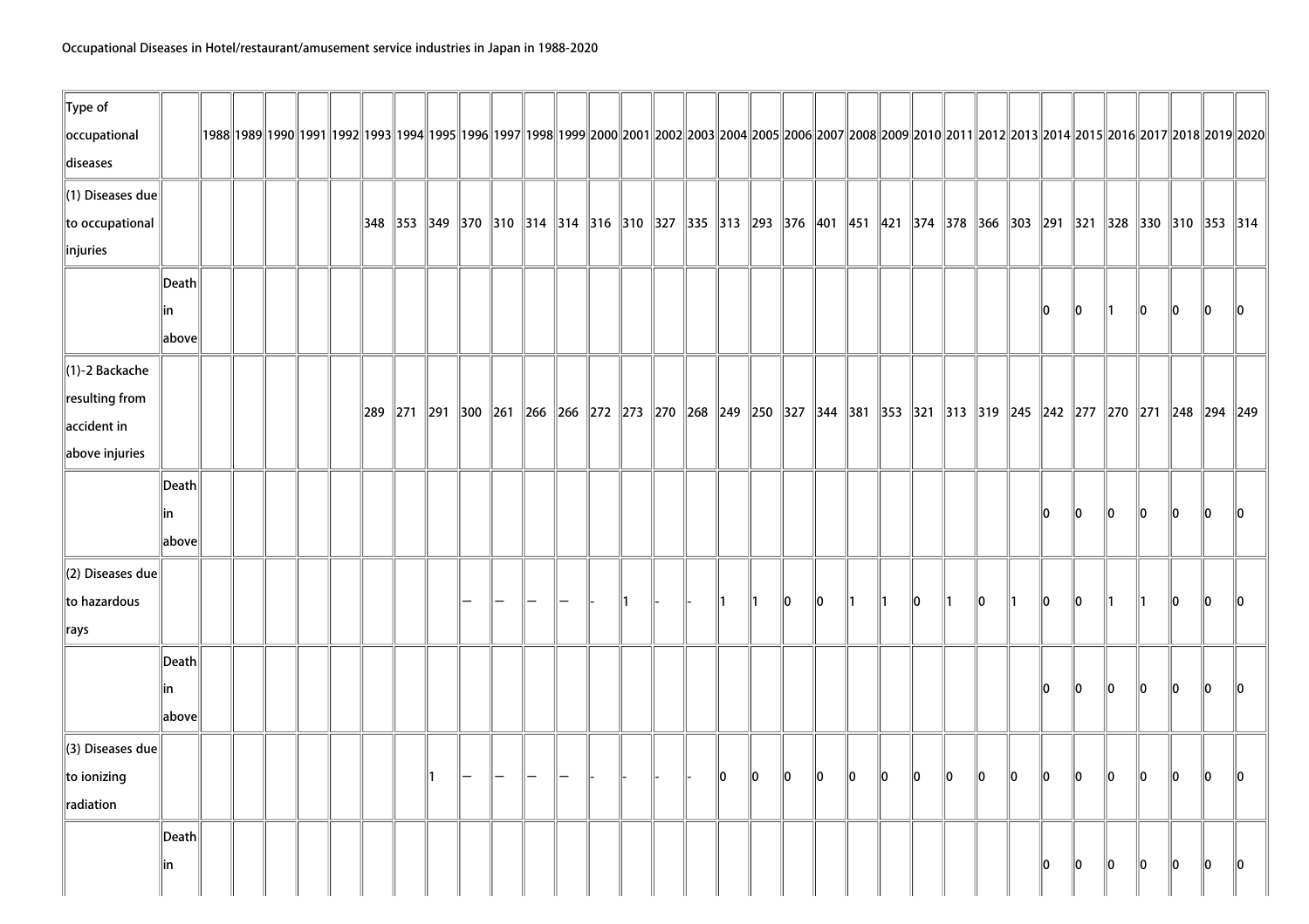Occupational Diseases in Hotel/restaurant/amusement service industries in Japan in 1988-2020

| Type of occupational diseases | | 1988 | 1989 | 1990 | 1991 | 1992 | 1993 | 1994 | 1995 | 1996 | 1997 | 1998 | 1999 | 2000 | 2001 | 2002 | 2003 | 2004 | 2005 | 2006 | 2007 | 2008 | 2009 | 2010 | 2011 | 2012 | 2013 | 2014 | 2015 | 2016 | 2017 | 2018 | 2019 | 2020 |
|---|---|---|---|---|---|---|---|---|---|---|---|---|---|---|---|---|---|---|---|---|---|---|---|---|---|---|---|---|---|---|---|---|---|---|
| (1) Diseases due to occupational injuries | | | | | | | 348 | 353 | 349 | 370 | 310 | 314 | 314 | 316 | 310 | 327 | 335 | 313 | 293 | 376 | 401 | 451 | 421 | 374 | 378 | 366 | 303 | 291 | 321 | 328 | 330 | 310 | 353 | 314 |
| | Death in above | | | | | | | | | | | | | | | | | | | | | | | | | | | 0 | 0 | 1 | 0 | 0 | 0 | 0 |
| (1)-2 Backache resulting from accident in above injuries | | | | | | | 289 | 271 | 291 | 300 | 261 | 266 | 266 | 272 | 273 | 270 | 268 | 249 | 250 | 327 | 344 | 381 | 353 | 321 | 313 | 319 | 245 | 242 | 277 | 270 | 271 | 248 | 294 | 249 |
| | Death in above | | | | | | | | | | | | | | | | | | | | | | | | | | | 0 | 0 | 0 | 0 | 0 | 0 | 0 |
| (2) Diseases due to hazardous rays | | | | | | | | | | — | — | — | — | - | 1 | - | - | 1 | 1 | 0 | 0 | 1 | 1 | 0 | 1 | 0 | 1 | 0 | 0 | 1 | 1 | 0 | 0 | 0 |
| | Death in above | | | | | | | | | | | | | | | | | | | | | | | | | | | 0 | 0 | 0 | 0 | 0 | 0 | 0 |
| (3) Diseases due to ionizing radiation | | | | | | | | | 1 | — | — | — | — | - | - | - | - | 0 | 0 | 0 | 0 | 0 | 0 | 0 | 0 | 0 | 0 | 0 | 0 | 0 | 0 | 0 | 0 | 0 |
| | Death in | | | | | | | | | | | | | | | | | | | | | | | | | | | 0 | 0 | 0 | 0 | 0 | 0 | 0 |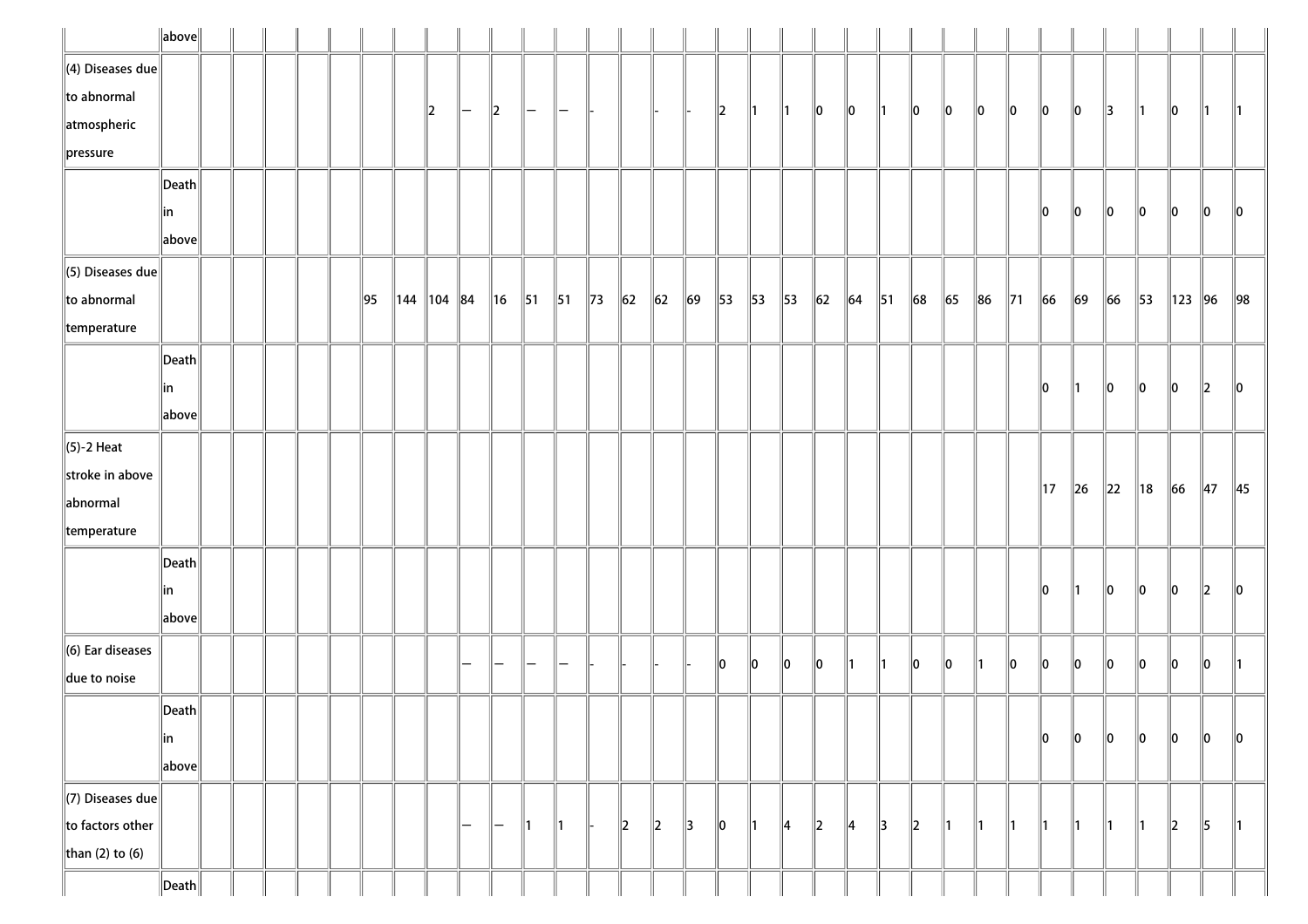| | | | | | | | | | | | | | | | | | | | | | | | | | | | | | | | | | | |
|---|---|---|---|---|---|---|---|---|---|---|---|---|---|---|---|---|---|---|---|---|---|---|---|---|---|---|---|---|---|---|---|---|---|---|
| | above | | | | | | | | | | | | | | | | | | | | | | | | | | | | | | | | | |
| (4) Diseases due to abnormal atmospheric pressure | | | | | | | | 2 | — | 2 | — | — | - | | - | - | 2 | 1 | 1 | 0 | 0 | 1 | 0 | 0 | 0 | 0 | 0 | 0 | 3 | 1 | 0 | 1 | 1 |
| | Death in above | | | | | | | | | | | | | | | | | | | | | | | | | | | 0 | 0 | 0 | 0 | 0 | 0 | 0 |
| (5) Diseases due to abnormal temperature | | | | | | 95 | 144 | 104 | 84 | 16 | 51 | 51 | 73 | 62 | 62 | 69 | 53 | 53 | 53 | 62 | 64 | 51 | 68 | 65 | 86 | 71 | 66 | 69 | 66 | 53 | 123 | 96 | 98 |
| | Death in above | | | | | | | | | | | | | | | | | | | | | | | | | | | 0 | 1 | 0 | 0 | 0 | 2 | 0 |
| (5)-2 Heat stroke in above abnormal temperature | | | | | | | | | | | | | | | | | | | | | | | | | | | | 17 | 26 | 22 | 18 | 66 | 47 | 45 |
| | Death in above | | | | | | | | | | | | | | | | | | | | | | | | | | | 0 | 1 | 0 | 0 | 0 | 2 | 0 |
| (6) Ear diseases due to noise | | | | | | | | | — | — | — | — | - | - | - | - | 0 | 0 | 0 | 0 | 1 | 1 | 0 | 0 | 1 | 0 | 0 | 0 | 0 | 0 | 0 | 0 | 1 |
| | Death in above | | | | | | | | | | | | | | | | | | | | | | | | | | | 0 | 0 | 0 | 0 | 0 | 0 | 0 |
| (7) Diseases due to factors other than (2) to (6) | | | | | | | | | — | — | 1 | 1 | - | 2 | 2 | 3 | 0 | 1 | 4 | 2 | 4 | 3 | 2 | 1 | 1 | 1 | 1 | 1 | 1 | 1 | 2 | 5 | 1 |
| | Death | | | | | | | | | | | | | | | | | | | | | | | | | | | | | | | | | |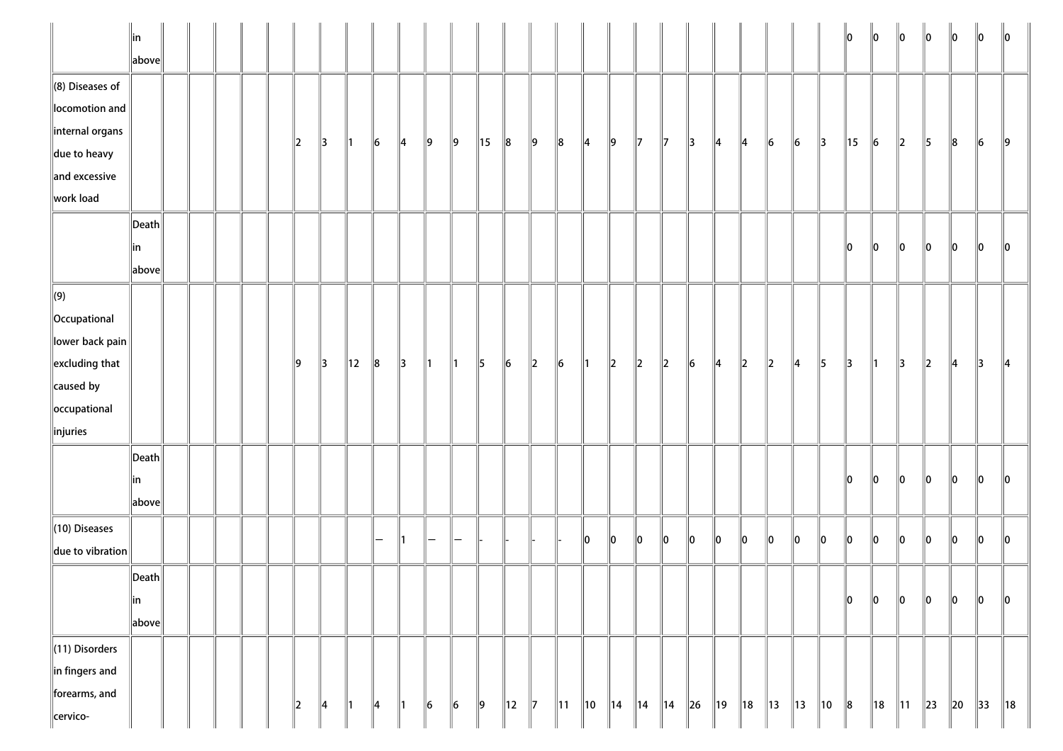| | | | | | | | | | | | | | | | | | | | | | | | | | | | | | | | | | | |
|---|---|---|---|---|---|---|---|---|---|---|---|---|---|---|---|---|---|---|---|---|---|---|---|---|---|---|---|---|---|---|---|---|---|---|
| | in above | | | | | | | | | | | | | | | | | | | | | | | | | | | | 0 | 0 | 0 | 0 | 0 | 0 | 0 |
| (8) Diseases of locomotion and internal organs due to heavy and excessive work load | | | | | | | 2 | 3 | 1 | 6 | 4 | 9 | 9 | 15 | 8 | 9 | 8 | 4 | 9 | 7 | 7 | 3 | 4 | 4 | 6 | 6 | 3 | 15 | 6 | 2 | 5 | 8 | 6 | 9 |
| | Death in above | | | | | | | | | | | | | | | | | | | | | | | | | | | | 0 | 0 | 0 | 0 | 0 | 0 | 0 |
| (9) Occupational lower back pain excluding that caused by occupational injuries | | | | | | | 9 | 3 | 12 | 8 | 3 | 1 | 1 | 5 | 6 | 2 | 6 | 1 | 2 | 2 | 2 | 6 | 4 | 2 | 2 | 4 | 5 | 3 | 1 | 3 | 2 | 4 | 3 | 4 |
| | Death in above | | | | | | | | | | | | | | | | | | | | | | | | | | | | 0 | 0 | 0 | 0 | 0 | 0 | 0 |
| (10) Diseases due to vibration | | | | | | | | | | — | 1 | — | — | - | - | - | - | 0 | 0 | 0 | 0 | 0 | 0 | 0 | 0 | 0 | 0 | 0 | 0 | 0 | 0 | 0 | 0 | 0 |
| | Death in above | | | | | | | | | | | | | | | | | | | | | | | | | | | | 0 | 0 | 0 | 0 | 0 | 0 | 0 |
| (11) Disorders in fingers and forearms, and cervico- | | | | | | | 2 | 4 | 1 | 4 | 1 | 6 | 6 | 9 | 12 | 7 | 11 | 10 | 14 | 14 | 14 | 26 | 19 | 18 | 13 | 13 | 10 | 8 | 18 | 11 | 23 | 20 | 33 | 18 |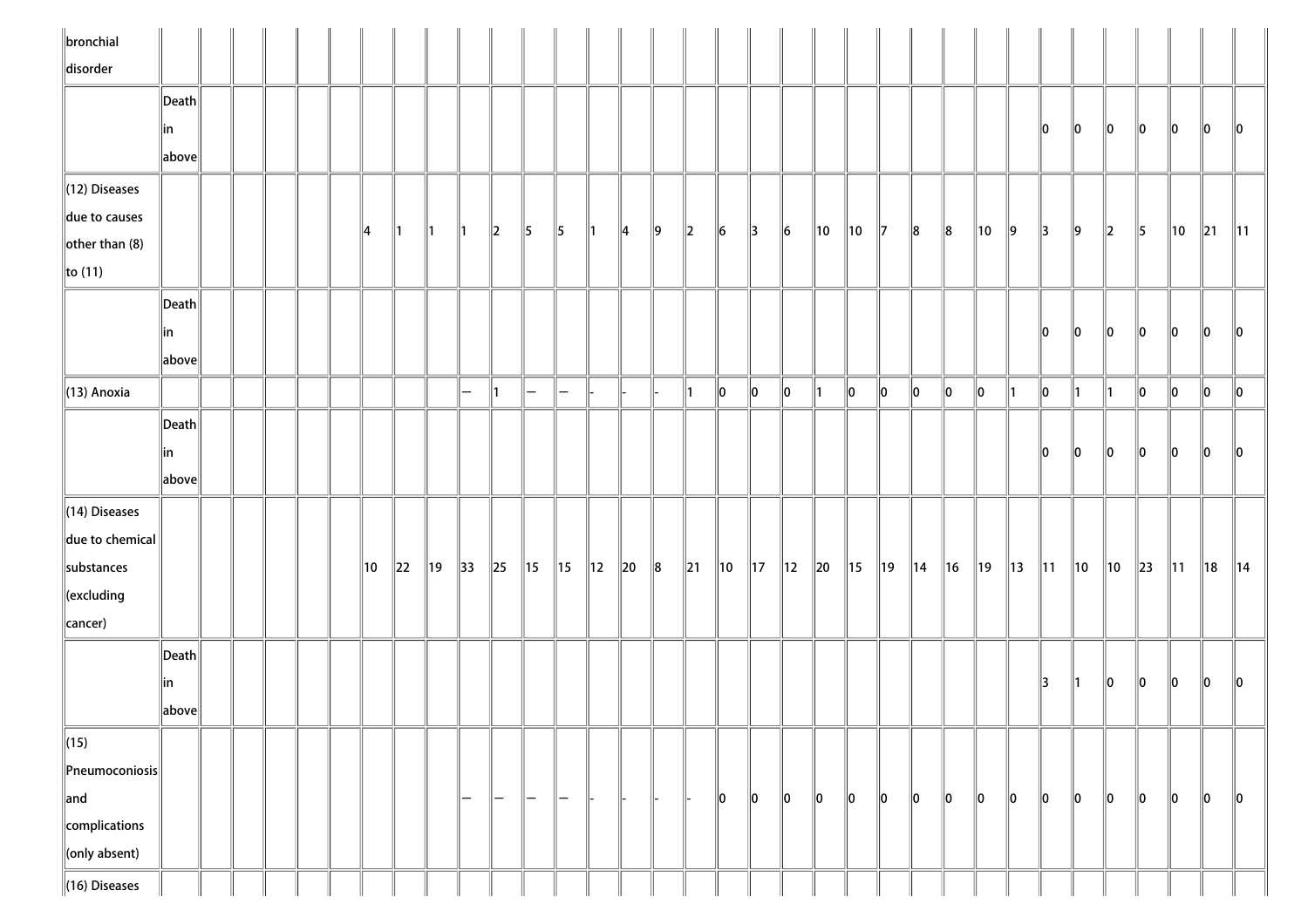| bronchial disorder | | | | | | | | | | | | | | | | | | | | | | | | | | | | | | | | | | |
|---|---|---|---|---|---|---|---|---|---|---|---|---|---|---|---|---|---|---|---|---|---|---|---|---|---|---|---|---|---|---|---|---|---|---|
| | Death in above | | | | | | | | | | | | | | | | | | | | | | | | | | | 0 | 0 | 0 | 0 | 0 | 0 | 0 |
| (12) Diseases due to causes other than (8) to (11) | | | | | | | 4 | 1 | 1 | 1 | 2 | 5 | 5 | 1 | 4 | 9 | 2 | 6 | 3 | 6 | 10 | 10 | 7 | 8 | 8 | 10 | 9 | 3 | 9 | 2 | 5 | 10 | 21 | 11 |
| | Death in above | | | | | | | | | | | | | | | | | | | | | | | | | | | 0 | 0 | 0 | 0 | 0 | 0 | 0 |
| (13) Anoxia | | | | | | | | | | — | 1 | — | — | - | - | - | 1 | 0 | 0 | 0 | 1 | 0 | 0 | 0 | 0 | 0 | 1 | 0 | 1 | 1 | 0 | 0 | 0 | 0 |
| | Death in above | | | | | | | | | | | | | | | | | | | | | | | | | | | 0 | 0 | 0 | 0 | 0 | 0 | 0 |
| (14) Diseases due to chemical substances (excluding cancer) | | | | | | | 10 | 22 | 19 | 33 | 25 | 15 | 15 | 12 | 20 | 8 | 21 | 10 | 17 | 12 | 20 | 15 | 19 | 14 | 16 | 19 | 13 | 11 | 10 | 10 | 23 | 11 | 18 | 14 |
| | Death in above | | | | | | | | | | | | | | | | | | | | | | | | | | | 3 | 1 | 0 | 0 | 0 | 0 | 0 |
| (15) Pneumoconiosis and complications (only absent) | | | | | | | | | | — | — | — | — | - | - | - | - | 0 | 0 | 0 | 0 | 0 | 0 | 0 | 0 | 0 | 0 | 0 | 0 | 0 | 0 | 0 | 0 | 0 |
| (16) Diseases | | | | | | | | | | | | | | | | | | | | | | | | | | | | | | | | | | |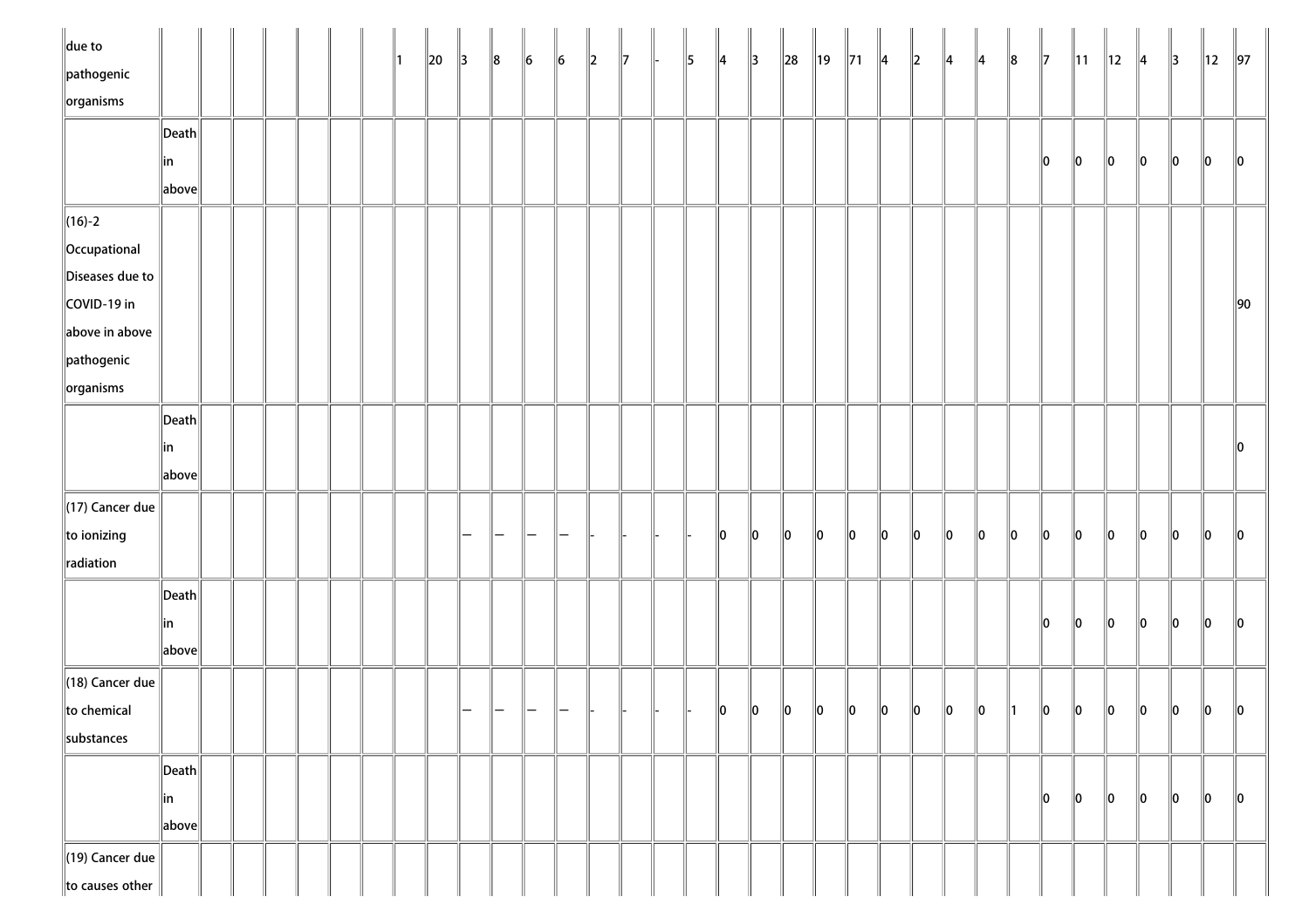| due to pathogenic organisms | | | | | | | | 1 | 20 | 3 | 8 | 6 | 6 | 2 | 7 | - | 5 | 4 | 3 | 28 | 19 | 71 | 4 | 2 | 4 | 4 | 8 | 7 | 11 | 12 | 4 | 3 | 12 | 97 |
|---|---|---|---|---|---|---|---|---|---|---|---|---|---|---|---|---|---|---|---|---|---|---|---|---|---|---|---|---|---|---|---|---|---|---|
| | Death in above | | | | | | | | | | | | | | | | | | | | | | | | | | | 0 | 0 | 0 | 0 | 0 | 0 | 0 |
| (16)-2 Occupational Diseases due to COVID-19 in above in above pathogenic organisms | | | | | | | | | | | | | | | | | | | | | | | | | | | | | | | | | | 90 |
| | Death in above | | | | | | | | | | | | | | | | | | | | | | | | | | | | | | | | | 0 |
| (17) Cancer due to ionizing radiation | | | | | | | | | | — | — | — | — | - | - | - | - | 0 | 0 | 0 | 0 | 0 | 0 | 0 | 0 | 0 | 0 | 0 | 0 | 0 | 0 | 0 | 0 | 0 |
| | Death in above | | | | | | | | | | | | | | | | | | | | | | | | | | | 0 | 0 | 0 | 0 | 0 | 0 | 0 |
| (18) Cancer due to chemical substances | | | | | | | | | | — | — | — | — | - | - | - | - | 0 | 0 | 0 | 0 | 0 | 0 | 0 | 0 | 0 | 1 | 0 | 0 | 0 | 0 | 0 | 0 | 0 |
| | Death in above | | | | | | | | | | | | | | | | | | | | | | | | | | | 0 | 0 | 0 | 0 | 0 | 0 | 0 |
| (19) Cancer due to causes other | | | | | | | | | | | | | | | | | | | | | | | | | | | | | | | | | | |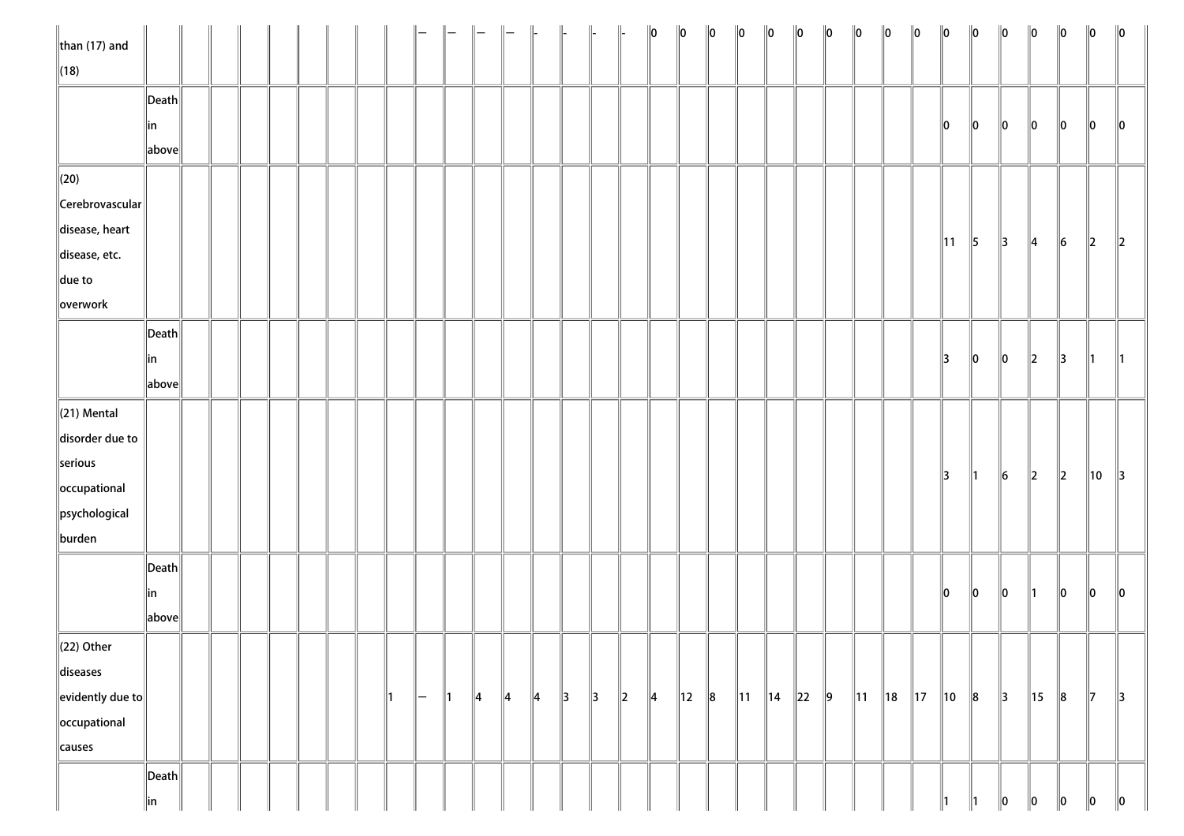| | | | | | | | | | | | | | | | | | | | | | | | | | | | | | | | | | | |
|---|---|---|---|---|---|---|---|---|---|---|---|---|---|---|---|---|---|---|---|---|---|---|---|---|---|---|---|---|---|---|---|---|---|---|
| than (17) and (18) | | | | | | | | | | — | — | — | — | - | - | - | - | 0 | 0 | 0 | 0 | 0 | 0 | 0 | 0 | 0 | 0 | 0 | 0 | 0 | 0 | 0 | 0 | 0 |
| | Death in above | | | | | | | | | | | | | | | | | | | | | | | | | | | 0 | 0 | 0 | 0 | 0 | 0 | 0 |
| (20) Cerebrovascular disease, heart disease, etc. due to overwork | | | | | | | | | | | | | | | | | | | | | | | | | | | | 11 | 5 | 3 | 4 | 6 | 2 | 2 |
| | Death in above | | | | | | | | | | | | | | | | | | | | | | | | | | | 3 | 0 | 0 | 2 | 3 | 1 | 1 |
| (21) Mental disorder due to serious occupational psychological burden | | | | | | | | | | | | | | | | | | | | | | | | | | | | 3 | 1 | 6 | 2 | 2 | 10 | 3 |
| | Death in above | | | | | | | | | | | | | | | | | | | | | | | | | | | 0 | 0 | 0 | 1 | 0 | 0 | 0 |
| (22) Other diseases evidently due to occupational causes | | | | | | | | | 1 | — | 1 | 4 | 4 | 4 | 3 | 3 | 2 | 4 | 12 | 8 | 11 | 14 | 22 | 9 | 11 | 18 | 17 | 10 | 8 | 3 | 15 | 8 | 7 | 3 |
| | Death in | | | | | | | | | | | | | | | | | | | | | | | | | | | 1 | 1 | 0 | 0 | 0 | 0 | 0 |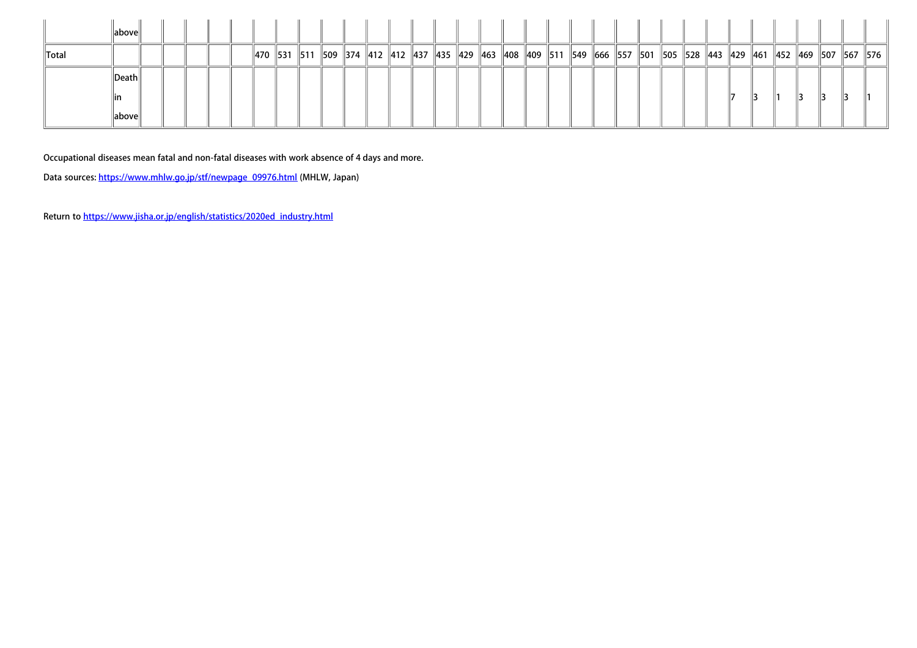| | | | | | | | | | | | | | | | | | | | | | | | | | | | | | |
|---|---|---|---|---|---|---|---|---|---|---|---|---|---|---|---|---|---|---|---|---|---|---|---|---|---|---|---|---|---|
| | above | | | | | | | | | | | | | | | | | | | | | | | | | | | | |
| Total | | | | | | | 470 | 531 | 511 | 509 | 374 | 412 | 412 | 437 | 435 | 429 | 463 | 408 | 409 | 511 | 549 | 666 | 557 | 501 | 505 | 528 | 443 | 429 | 461 | 452 | 469 | 507 | 567 | 576 |
| | Death in above | | | | | | | | | | | | | | | | | | | | | | | | | | | 7 | 3 | 1 | 3 | 3 | 3 | 1 |

Occupational diseases mean fatal and non-fatal diseases with work absence of 4 days and more.

Data sources: https://www.mhlw.go.jp/stf/newpage_09976.html (MHLW, Japan)

Return to https://www.jisha.or.jp/english/statistics/2020ed_industry.html